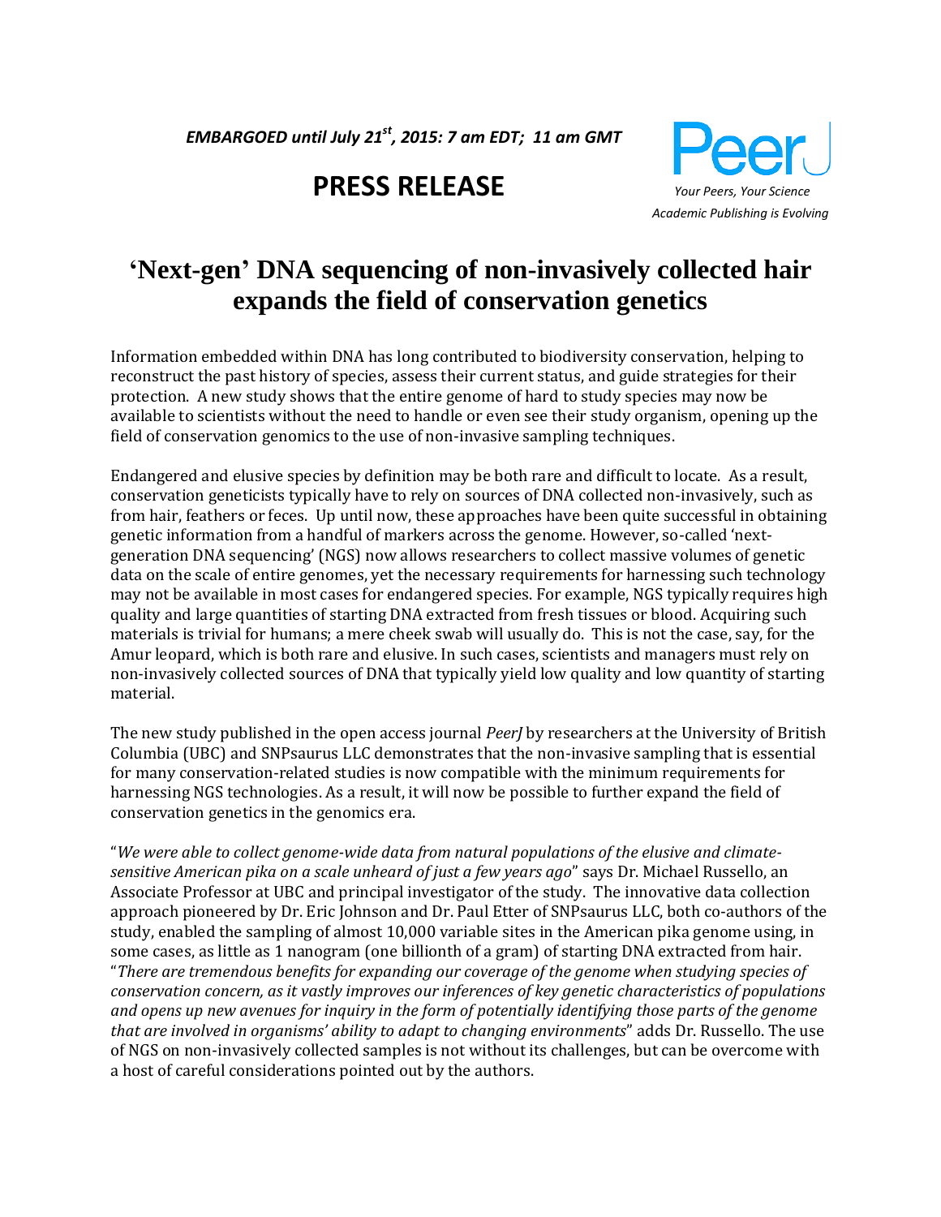*EMBARGOED until July 21st, 2015: 7 am EDT; 11 am GMT*

# PRESS RELEASE

PeerJ
*Your Peers, Your Science*
*Academic Publishing is Evolving*

## 'Next-gen' DNA sequencing of non-invasively collected hair expands the field of conservation genetics

Information embedded within DNA has long contributed to biodiversity conservation, helping to reconstruct the past history of species, assess their current status, and guide strategies for their protection. A new study shows that the entire genome of hard to study species may now be available to scientists without the need to handle or even see their study organism, opening up the field of conservation genomics to the use of non-invasive sampling techniques.

Endangered and elusive species by definition may be both rare and difficult to locate. As a result, conservation geneticists typically have to rely on sources of DNA collected non-invasively, such as from hair, feathers or feces. Up until now, these approaches have been quite successful in obtaining genetic information from a handful of markers across the genome. However, so-called 'next-generation DNA sequencing' (NGS) now allows researchers to collect massive volumes of genetic data on the scale of entire genomes, yet the necessary requirements for harnessing such technology may not be available in most cases for endangered species. For example, NGS typically requires high quality and large quantities of starting DNA extracted from fresh tissues or blood. Acquiring such materials is trivial for humans; a mere cheek swab will usually do. This is not the case, say, for the Amur leopard, which is both rare and elusive. In such cases, scientists and managers must rely on non-invasively collected sources of DNA that typically yield low quality and low quantity of starting material.

The new study published in the open access journal *PeerJ* by researchers at the University of British Columbia (UBC) and SNPsaurus LLC demonstrates that the non-invasive sampling that is essential for many conservation-related studies is now compatible with the minimum requirements for harnessing NGS technologies. As a result, it will now be possible to further expand the field of conservation genetics in the genomics era.

"*We were able to collect genome-wide data from natural populations of the elusive and climate-sensitive American pika on a scale unheard of just a few years ago*" says Dr. Michael Russello, an Associate Professor at UBC and principal investigator of the study. The innovative data collection approach pioneered by Dr. Eric Johnson and Dr. Paul Etter of SNPsaurus LLC, both co-authors of the study, enabled the sampling of almost 10,000 variable sites in the American pika genome using, in some cases, as little as 1 nanogram (one billionth of a gram) of starting DNA extracted from hair. "*There are tremendous benefits for expanding our coverage of the genome when studying species of conservation concern, as it vastly improves our inferences of key genetic characteristics of populations and opens up new avenues for inquiry in the form of potentially identifying those parts of the genome that are involved in organisms' ability to adapt to changing environments*" adds Dr. Russello. The use of NGS on non-invasively collected samples is not without its challenges, but can be overcome with a host of careful considerations pointed out by the authors.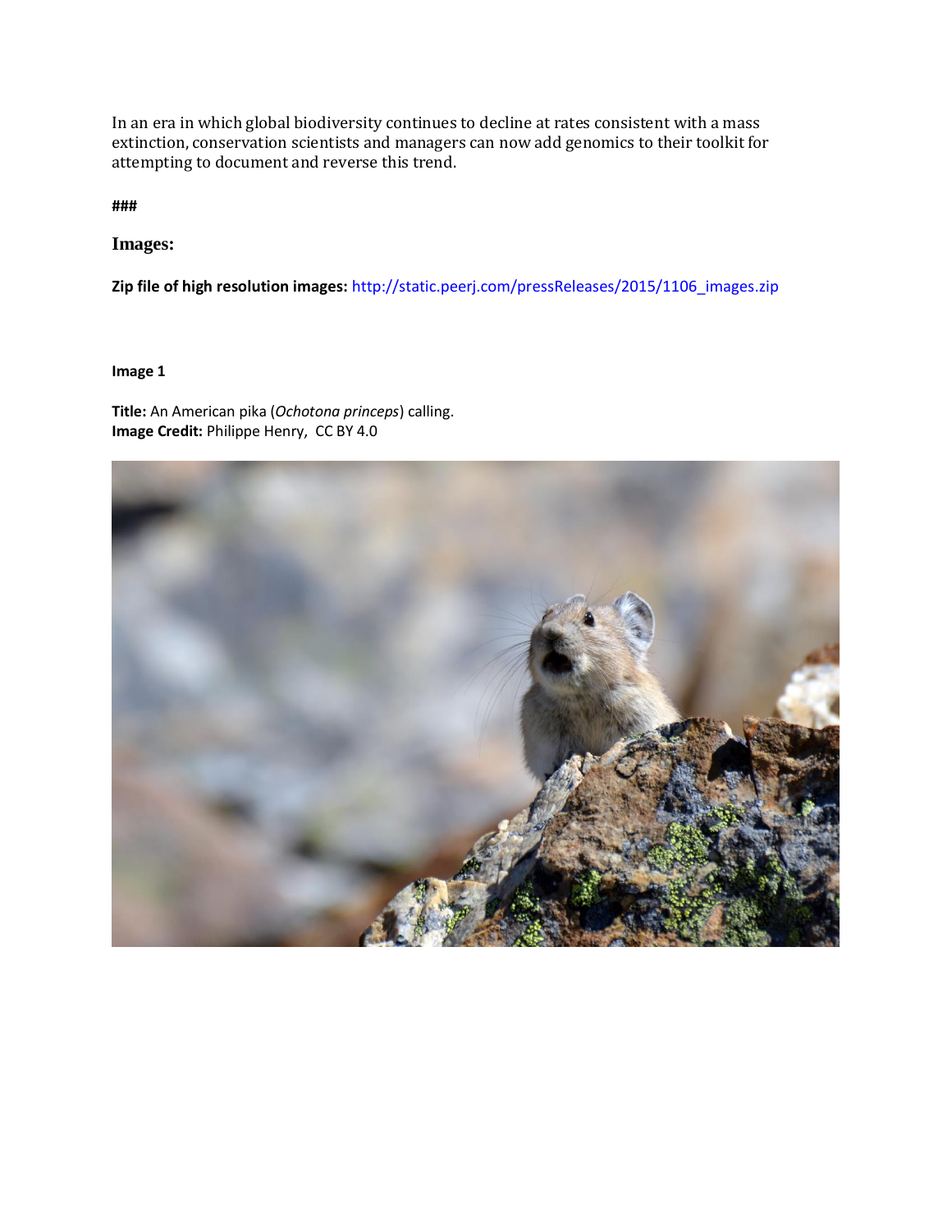In an era in which global biodiversity continues to decline at rates consistent with a mass extinction, conservation scientists and managers can now add genomics to their toolkit for attempting to document and reverse this trend.

###

## Images:

**Zip file of high resolution images:** http://static.peerj.com/pressReleases/2015/1106_images.zip

**Image 1**

**Title:** An American pika (*Ochotona princeps*) calling.
**Image Credit:** Philippe Henry, CC BY 4.0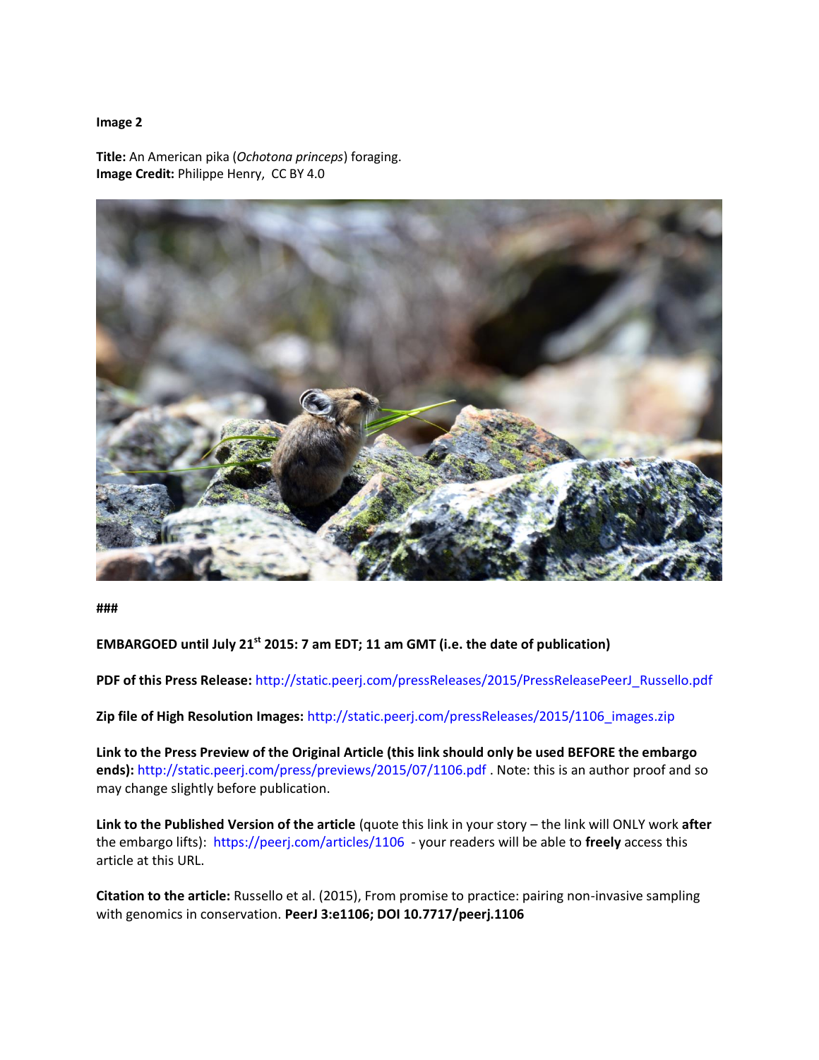**Image 2**

**Title:** An American pika (*Ochotona princeps*) foraging.
**Image Credit:** Philippe Henry, CC BY 4.0

###

**EMBARGOED until July 21st 2015: 7 am EDT; 11 am GMT (i.e. the date of publication)**

**PDF of this Press Release:** http://static.peerj.com/pressReleases/2015/PressReleasePeerJ_Russello.pdf

**Zip file of High Resolution Images:** http://static.peerj.com/pressReleases/2015/1106_images.zip

**Link to the Press Preview of the Original Article (this link should only be used BEFORE the embargo ends):** http://static.peerj.com/press/previews/2015/07/1106.pdf . Note: this is an author proof and so may change slightly before publication.

**Link to the Published Version of the article** (quote this link in your story – the link will ONLY work **after** the embargo lifts): https://peerj.com/articles/1106 - your readers will be able to **freely** access this article at this URL.

**Citation to the article:** Russello et al. (2015), From promise to practice: pairing non-invasive sampling with genomics in conservation. **PeerJ 3:e1106; DOI 10.7717/peerj.1106**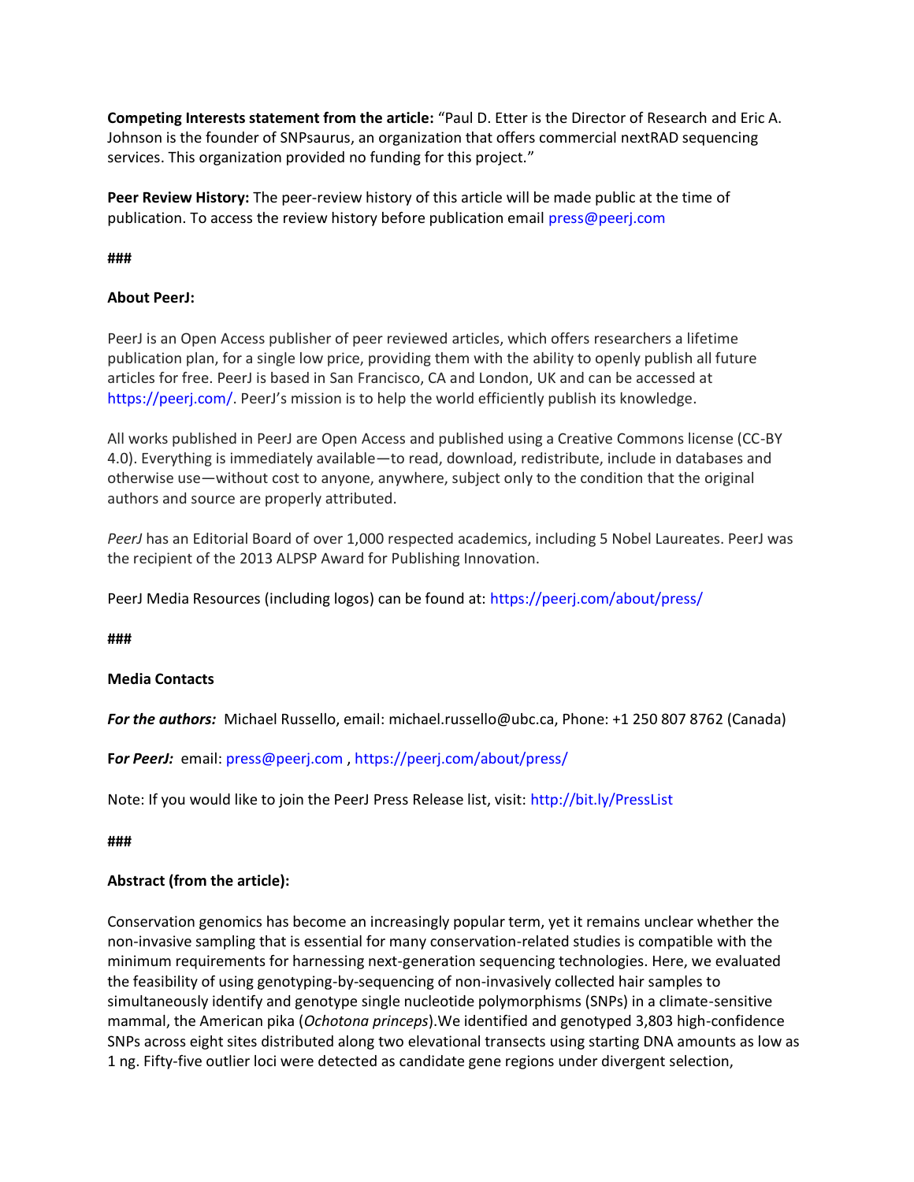**Competing Interests statement from the article:** "Paul D. Etter is the Director of Research and Eric A. Johnson is the founder of SNPsaurus, an organization that offers commercial nextRAD sequencing services. This organization provided no funding for this project."

**Peer Review History:** The peer-review history of this article will be made public at the time of publication. To access the review history before publication email press@peerj.com

**###**

**About PeerJ:**

PeerJ is an Open Access publisher of peer reviewed articles, which offers researchers a lifetime publication plan, for a single low price, providing them with the ability to openly publish all future articles for free. PeerJ is based in San Francisco, CA and London, UK and can be accessed at https://peerj.com/. PeerJ's mission is to help the world efficiently publish its knowledge.

All works published in PeerJ are Open Access and published using a Creative Commons license (CC-BY 4.0). Everything is immediately available—to read, download, redistribute, include in databases and otherwise use—without cost to anyone, anywhere, subject only to the condition that the original authors and source are properly attributed.

*PeerJ* has an Editorial Board of over 1,000 respected academics, including 5 Nobel Laureates. PeerJ was the recipient of the 2013 ALPSP Award for Publishing Innovation.

PeerJ Media Resources (including logos) can be found at: https://peerj.com/about/press/

**###**

**Media Contacts**

***For the authors:*** Michael Russello, email: michael.russello@ubc.ca, Phone: +1 250 807 8762 (Canada)

**F*or PeerJ:*** email: press@peerj.com , https://peerj.com/about/press/

Note: If you would like to join the PeerJ Press Release list, visit: http://bit.ly/PressList

**###**

**Abstract (from the article):**

Conservation genomics has become an increasingly popular term, yet it remains unclear whether the non-invasive sampling that is essential for many conservation-related studies is compatible with the minimum requirements for harnessing next-generation sequencing technologies. Here, we evaluated the feasibility of using genotyping-by-sequencing of non-invasively collected hair samples to simultaneously identify and genotype single nucleotide polymorphisms (SNPs) in a climate-sensitive mammal, the American pika (*Ochotona princeps*).We identified and genotyped 3,803 high-confidence SNPs across eight sites distributed along two elevational transects using starting DNA amounts as low as 1 ng. Fifty-five outlier loci were detected as candidate gene regions under divergent selection,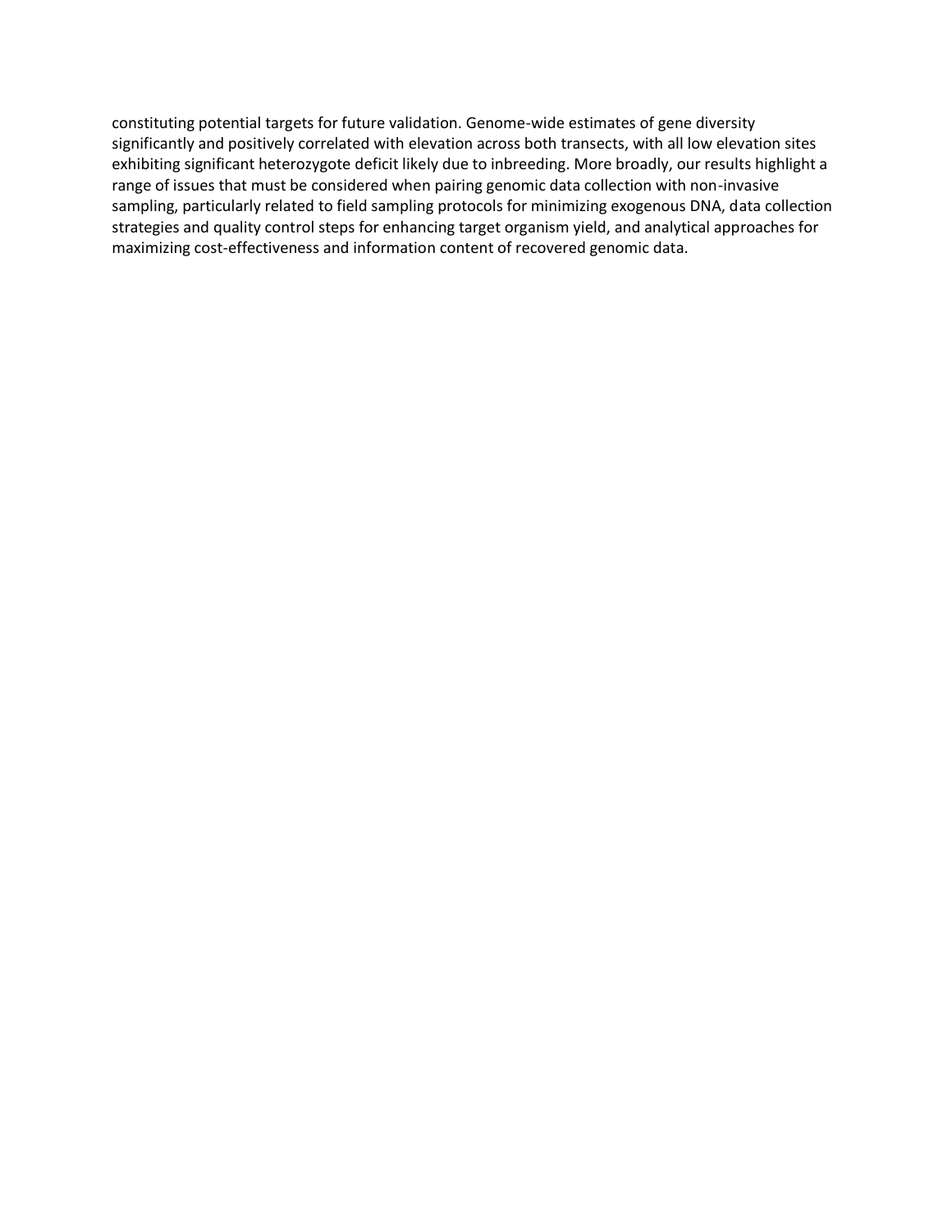constituting potential targets for future validation. Genome-wide estimates of gene diversity significantly and positively correlated with elevation across both transects, with all low elevation sites exhibiting significant heterozygote deficit likely due to inbreeding. More broadly, our results highlight a range of issues that must be considered when pairing genomic data collection with non-invasive sampling, particularly related to field sampling protocols for minimizing exogenous DNA, data collection strategies and quality control steps for enhancing target organism yield, and analytical approaches for maximizing cost-effectiveness and information content of recovered genomic data.